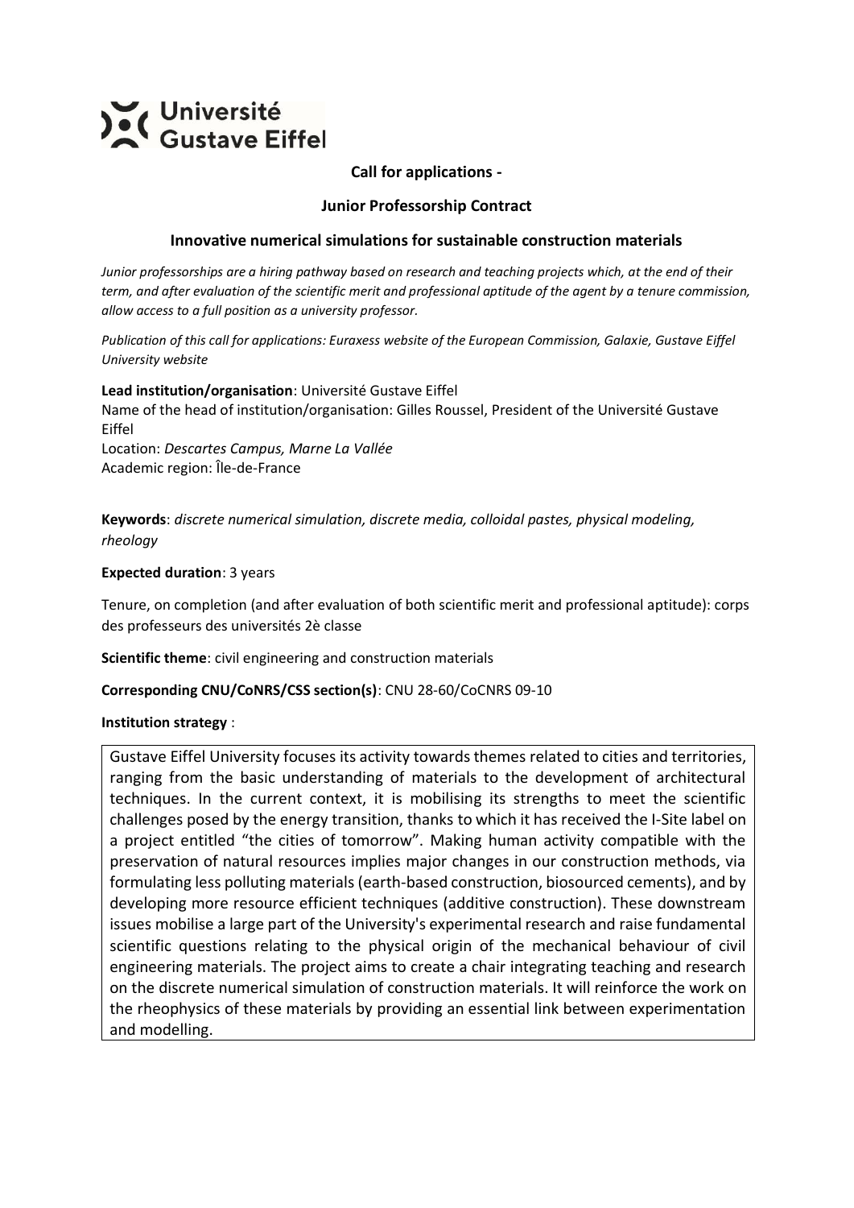Université Gustave Eiffel

**Call for applications -**

**Junior Professorship Contract**

**Innovative numerical simulations for sustainable construction materials**

*Junior professorships are a hiring pathway based on research and teaching projects which, at the end of their term, and after evaluation of the scientific merit and professional aptitude of the agent by a tenure commission, allow access to a full position as a university professor.*

*Publication of this call for applications: Euraxess website of the European Commission, Galaxie, Gustave Eiffel University website*

**Lead institution/organisation**: Université Gustave Eiffel
Name of the head of institution/organisation: Gilles Roussel, President of the Université Gustave Eiffel
Location: *Descartes Campus, Marne La Vallée*
Academic region: Île-de-France

**Keywords**: *discrete numerical simulation, discrete media, colloidal pastes, physical modeling, rheology*

**Expected duration**: 3 years

Tenure, on completion (and after evaluation of both scientific merit and professional aptitude): corps des professeurs des universités 2è classe

**Scientific theme**: civil engineering and construction materials

**Corresponding CNU/CoNRS/CSS section(s)**: CNU 28-60/CoCNRS 09-10

**Institution strategy** :

Gustave Eiffel University focuses its activity towards themes related to cities and territories, ranging from the basic understanding of materials to the development of architectural techniques. In the current context, it is mobilising its strengths to meet the scientific challenges posed by the energy transition, thanks to which it has received the I-Site label on a project entitled "the cities of tomorrow". Making human activity compatible with the preservation of natural resources implies major changes in our construction methods, via formulating less polluting materials (earth-based construction, biosourced cements), and by developing more resource efficient techniques (additive construction). These downstream issues mobilise a large part of the University's experimental research and raise fundamental scientific questions relating to the physical origin of the mechanical behaviour of civil engineering materials. The project aims to create a chair integrating teaching and research on the discrete numerical simulation of construction materials. It will reinforce the work on the rheophysics of these materials by providing an essential link between experimentation and modelling.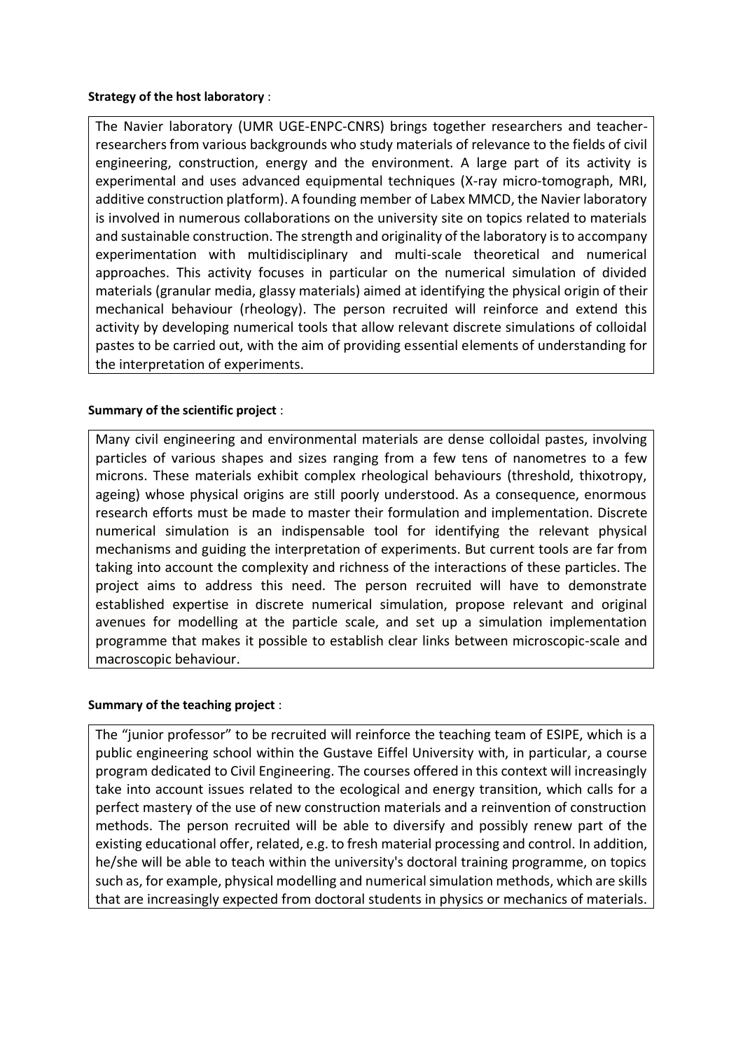**Strategy of the host laboratory** :

The Navier laboratory (UMR UGE-ENPC-CNRS) brings together researchers and teacher-researchers from various backgrounds who study materials of relevance to the fields of civil engineering, construction, energy and the environment. A large part of its activity is experimental and uses advanced equipmental techniques (X-ray micro-tomograph, MRI, additive construction platform). A founding member of Labex MMCD, the Navier laboratory is involved in numerous collaborations on the university site on topics related to materials and sustainable construction. The strength and originality of the laboratory is to accompany experimentation with multidisciplinary and multi-scale theoretical and numerical approaches. This activity focuses in particular on the numerical simulation of divided materials (granular media, glassy materials) aimed at identifying the physical origin of their mechanical behaviour (rheology). The person recruited will reinforce and extend this activity by developing numerical tools that allow relevant discrete simulations of colloidal pastes to be carried out, with the aim of providing essential elements of understanding for the interpretation of experiments.

**Summary of the scientific project** :

Many civil engineering and environmental materials are dense colloidal pastes, involving particles of various shapes and sizes ranging from a few tens of nanometres to a few microns. These materials exhibit complex rheological behaviours (threshold, thixotropy, ageing) whose physical origins are still poorly understood. As a consequence, enormous research efforts must be made to master their formulation and implementation. Discrete numerical simulation is an indispensable tool for identifying the relevant physical mechanisms and guiding the interpretation of experiments. But current tools are far from taking into account the complexity and richness of the interactions of these particles. The project aims to address this need. The person recruited will have to demonstrate established expertise in discrete numerical simulation, propose relevant and original avenues for modelling at the particle scale, and set up a simulation implementation programme that makes it possible to establish clear links between microscopic-scale and macroscopic behaviour.

**Summary of the teaching project** :

The "junior professor" to be recruited will reinforce the teaching team of ESIPE, which is a public engineering school within the Gustave Eiffel University with, in particular, a course program dedicated to Civil Engineering. The courses offered in this context will increasingly take into account issues related to the ecological and energy transition, which calls for a perfect mastery of the use of new construction materials and a reinvention of construction methods. The person recruited will be able to diversify and possibly renew part of the existing educational offer, related, e.g. to fresh material processing and control. In addition, he/she will be able to teach within the university's doctoral training programme, on topics such as, for example, physical modelling and numerical simulation methods, which are skills that are increasingly expected from doctoral students in physics or mechanics of materials.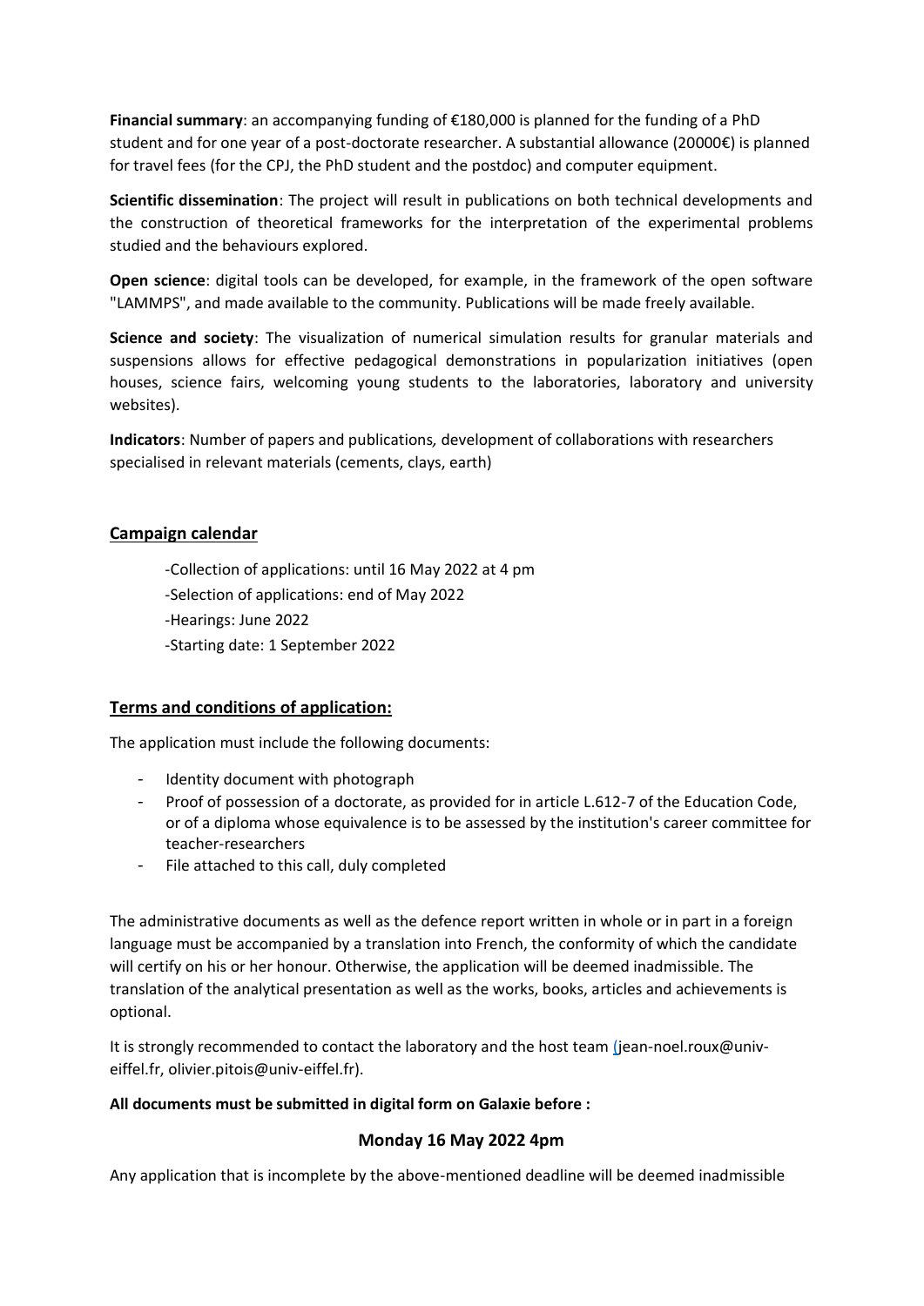**Financial summary**: an accompanying funding of €180,000 is planned for the funding of a PhD student and for one year of a post-doctorate researcher. A substantial allowance (20000€) is planned for travel fees (for the CPJ, the PhD student and the postdoc) and computer equipment.

**Scientific dissemination**: The project will result in publications on both technical developments and the construction of theoretical frameworks for the interpretation of the experimental problems studied and the behaviours explored.

**Open science**: digital tools can be developed, for example, in the framework of the open software "LAMMPS", and made available to the community. Publications will be made freely available.

**Science and society**: The visualization of numerical simulation results for granular materials and suspensions allows for effective pedagogical demonstrations in popularization initiatives (open houses, science fairs, welcoming young students to the laboratories, laboratory and university websites).

**Indicators**: Number of papers and publications, development of collaborations with researchers specialised in relevant materials (cements, clays, earth)

## Campaign calendar

-Collection of applications: until 16 May 2022 at 4 pm
-Selection of applications: end of May 2022
-Hearings: June 2022
-Starting date: 1 September 2022

## Terms and conditions of application:

The application must include the following documents:

- Identity document with photograph
- Proof of possession of a doctorate, as provided for in article L.612-7 of the Education Code, or of a diploma whose equivalence is to be assessed by the institution's career committee for teacher-researchers
- File attached to this call, duly completed

The administrative documents as well as the defence report written in whole or in part in a foreign language must be accompanied by a translation into French, the conformity of which the candidate will certify on his or her honour. Otherwise, the application will be deemed inadmissible. The translation of the analytical presentation as well as the works, books, articles and achievements is optional.

It is strongly recommended to contact the laboratory and the host team (jean-noel.roux@univ-eiffel.fr, olivier.pitois@univ-eiffel.fr).

**All documents must be submitted in digital form on Galaxie before :**

**Monday 16 May 2022 4pm**

Any application that is incomplete by the above-mentioned deadline will be deemed inadmissible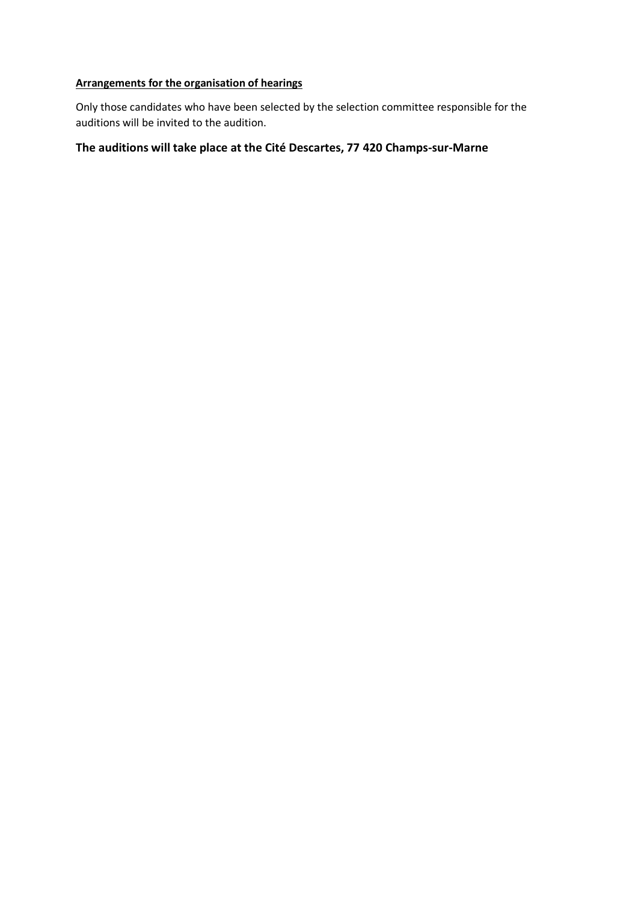**Arrangements for the organisation of hearings**

Only those candidates who have been selected by the selection committee responsible for the auditions will be invited to the audition.

## The auditions will take place at the Cité Descartes, 77 420 Champs-sur-Marne